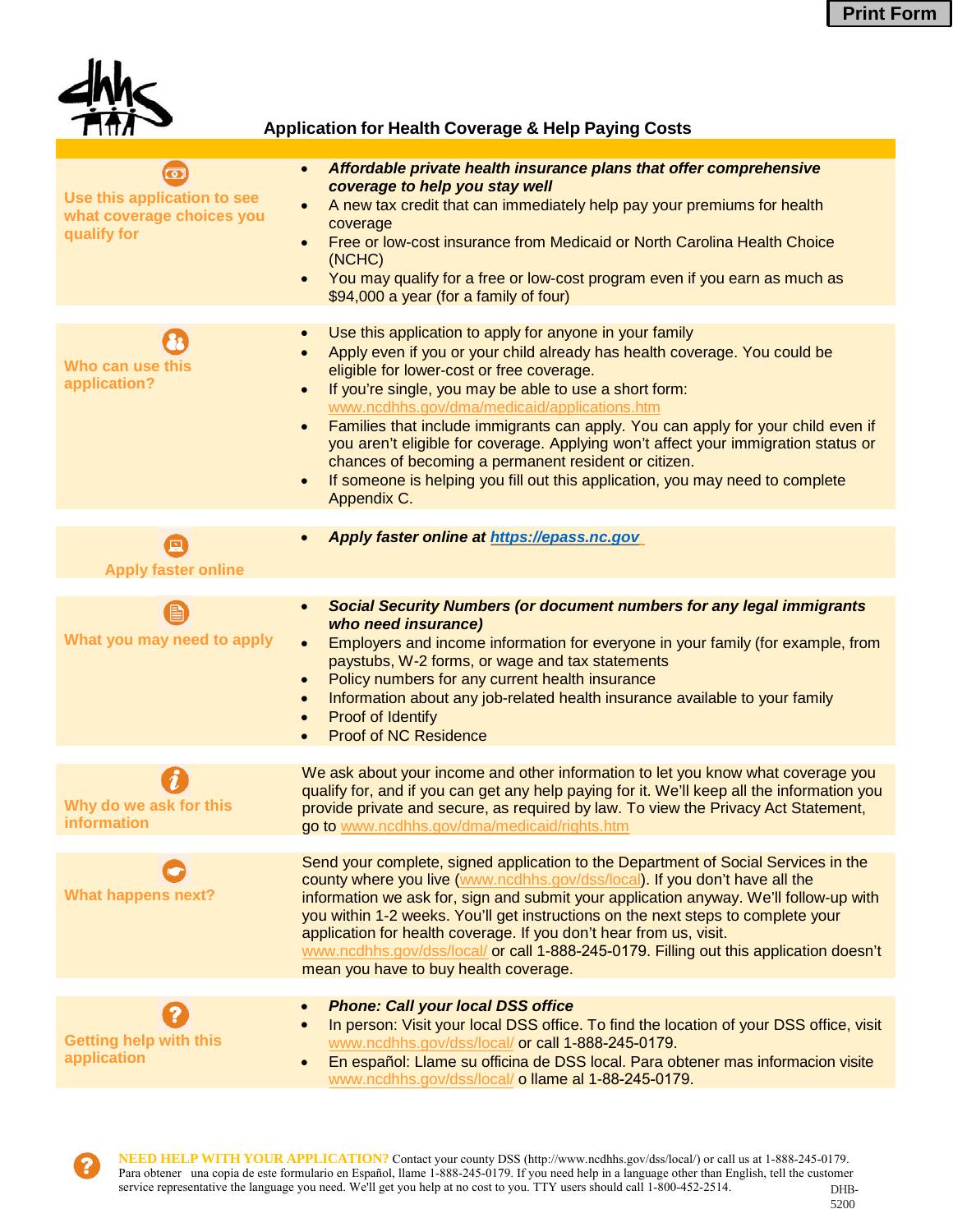Print Form

# Application for Health Coverage & Help Paying Costs

| | |
|---|---|
| **Use this application to see what coverage choices you qualify for** | • ***Affordable private health insurance plans that offer comprehensive coverage to help you stay well***<br>• A new tax credit that can immediately help pay your premiums for health coverage<br>• Free or low-cost insurance from Medicaid or North Carolina Health Choice (NCHC)<br>• You may qualify for a free or low-cost program even if you earn as much as $94,000 a year (for a family of four) |
| **Who can use this application?** | • Use this application to apply for anyone in your family<br>• Apply even if you or your child already has health coverage. You could be eligible for lower-cost or free coverage.<br>• If you're single, you may be able to use a short form: www.ncdhhs.gov/dma/medicaid/applications.htm<br>• Families that include immigrants can apply. You can apply for your child even if you aren't eligible for coverage. Applying won't affect your immigration status or chances of becoming a permanent resident or citizen.<br>• If someone is helping you fill out this application, you may need to complete Appendix C. |
| **Apply faster online** | • ***Apply faster online at https://epass.nc.gov*** |
| **What you may need to apply** | • ***Social Security Numbers (or document numbers for any legal immigrants who need insurance)***<br>• Employers and income information for everyone in your family (for example, from paystubs, W-2 forms, or wage and tax statements<br>• Policy numbers for any current health insurance<br>• Information about any job-related health insurance available to your family<br>• Proof of Identify<br>• Proof of NC Residence |
| **Why do we ask for this information** | We ask about your income and other information to let you know what coverage you qualify for, and if you can get any help paying for it. We'll keep all the information you provide private and secure, as required by law. To view the Privacy Act Statement, go to www.ncdhhs.gov/dma/medicaid/rights.htm |
| **What happens next?** | Send your complete, signed application to the Department of Social Services in the county where you live (www.ncdhhs.gov/dss/local). If you don't have all the information we ask for, sign and submit your application anyway. We'll follow-up with you within 1-2 weeks. You'll get instructions on the next steps to complete your application for health coverage. If you don't hear from us, visit. www.ncdhhs.gov/dss/local/ or call 1-888-245-0179. Filling out this application doesn't mean you have to buy health coverage. |
| **Getting help with this application** | • ***Phone: Call your local DSS office***<br>• In person: Visit your local DSS office. To find the location of your DSS office, visit www.ncdhhs.gov/dss/local/ or call 1-888-245-0179.<br>• En español: Llame su officina de DSS local. Para obtener mas informacion visite www.ncdhhs.gov/dss/local/ o llame al 1-88-245-0179. |

**NEED HELP WITH YOUR APPLICATION?** Contact your county DSS (http://www.ncdhhs.gov/dss/local/) or call us at 1-888-245-0179. Para obtener una copia de este formulario en Español, llame 1-888-245-0179. If you need help in a language other than English, tell the customer service representative the language you need. We'll get you help at no cost to you. TTY users should call 1-800-452-2514.

DHB-5200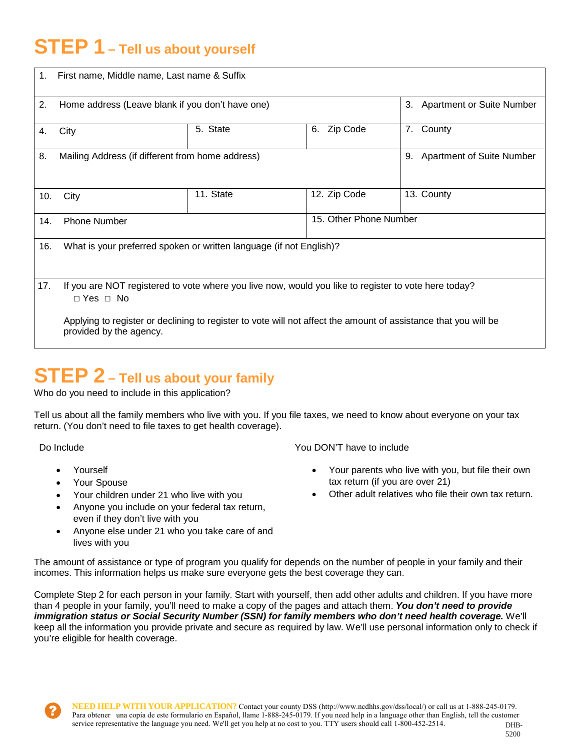# STEP 1 – Tell us about yourself

| | | | |
|---|---|---|---|
| 1. First name, Middle name, Last name & Suffix | | | |
| 2. Home address (Leave blank if you don't have one) | | | 3. Apartment or Suite Number |
| 4. City | 5. State | 6. Zip Code | 7. County |
| 8. Mailing Address (if different from home address) | | | 9. Apartment of Suite Number |
| 10. City | 11. State | 12. Zip Code | 13. County |
| 14. Phone Number | | 15. Other Phone Number | |
| 16. What is your preferred spoken or written language (if not English)? | | | |
| 17. If you are NOT registered to vote where you live now, would you like to register to vote here today? □ Yes □ No<br><br>Applying to register or declining to register to vote will not affect the amount of assistance that you will be provided by the agency. | | | |

# STEP 2 – Tell us about your family

Who do you need to include in this application?

Tell us about all the family members who live with you. If you file taxes, we need to know about everyone on your tax return. (You don't need to file taxes to get health coverage).

Do Include

- Yourself
- Your Spouse
- Your children under 21 who live with you
- Anyone you include on your federal tax return, even if they don't live with you
- Anyone else under 21 who you take care of and lives with you

You DON'T have to include

- Your parents who live with you, but file their own tax return (if you are over 21)
- Other adult relatives who file their own tax return.

The amount of assistance or type of program you qualify for depends on the number of people in your family and their incomes. This information helps us make sure everyone gets the best coverage they can.

Complete Step 2 for each person in your family. Start with yourself, then add other adults and children. If you have more than 4 people in your family, you'll need to make a copy of the pages and attach them. ***You don't need to provide immigration status or Social Security Number (SSN) for family members who don't need health coverage.*** We'll keep all the information you provide private and secure as required by law. We'll use personal information only to check if you're eligible for health coverage.

**NEED HELP WITH YOUR APPLICATION?** Contact your county DSS (http://www.ncdhhs.gov/dss/local/) or call us at 1-888-245-0179. Para obtener una copia de este formulario en Español, llame 1-888-245-0179. If you need help in a language other than English, tell the customer service representative the language you need. We'll get you help at no cost to you. TTY users should call 1-800-452-2514.

DHB-5200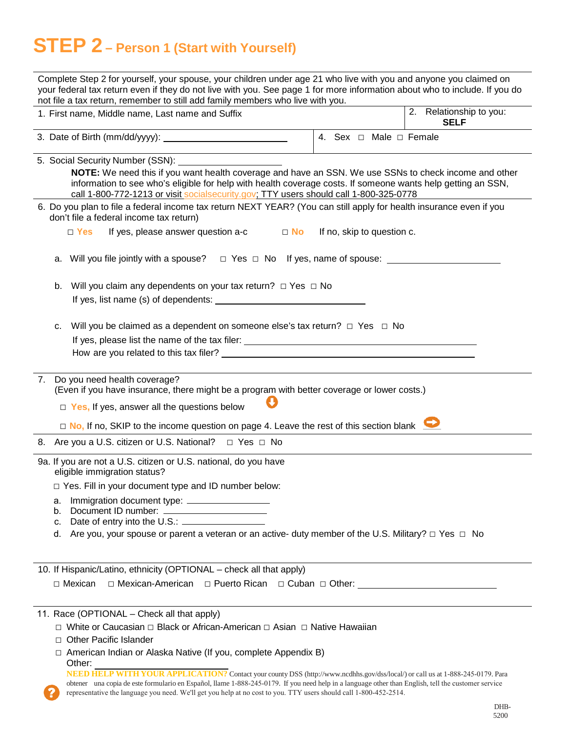# STEP 2 – Person 1 (Start with Yourself)

Complete Step 2 for yourself, your spouse, your children under age 21 who live with you and anyone you claimed on your federal tax return even if they do not live with you. See page 1 for more information about who to include. If you do not file a tax return, remember to still add family members who live with you.

1. First name, Middle name, Last name and Suffix

2. Relationship to you: **SELF**

3. Date of Birth (mm/dd/yyyy): ____________________

4. Sex □ Male □ Female

5. Social Security Number (SSN): ____________________

   **NOTE:** We need this if you want health coverage and have an SSN. We use SSNs to check income and other information to see who's eligible for help with health coverage costs. If someone wants help getting an SSN, call 1-800-772-1213 or visit socialsecurity.gov; TTY users should call 1-800-325-0778

6. Do you plan to file a federal income tax return NEXT YEAR? (You can still apply for health insurance even if you don't file a federal income tax return)

   □ **Yes** If yes, please answer question a-c □ **No** If no, skip to question c.

   a. Will you file jointly with a spouse? □ Yes □ No If yes, name of spouse: ____________________

   b. Will you claim any dependents on your tax return? □ Yes □ No
      If yes, list name (s) of dependents: ____________________

   c. Will you be claimed as a dependent on someone else's tax return? □ Yes □ No
      If yes, please list the name of the tax filer: ____________________
      How are you related to this tax filer? ____________________

7. Do you need health coverage?
   (Even if you have insurance, there might be a program with better coverage or lower costs.)

   □ **Yes,** If yes, answer all the questions below

   □ **No,** If no, SKIP to the income question on page 4. Leave the rest of this section blank

8. Are you a U.S. citizen or U.S. National? □ Yes □ No

9a. If you are not a U.S. citizen or U.S. national, do you have eligible immigration status?

   □ Yes. Fill in your document type and ID number below:

   a. Immigration document type: ____________________
   b. Document ID number: ____________________
   c. Date of entry into the U.S.: ____________________
   d. Are you, your spouse or parent a veteran or an active- duty member of the U.S. Military? □ Yes □ No

10. If Hispanic/Latino, ethnicity (OPTIONAL – check all that apply)

   □ Mexican □ Mexican-American □ Puerto Rican □ Cuban □ Other: ____________________

11. Race (OPTIONAL – Check all that apply)

   □ White or Caucasian □ Black or African-American □ Asian □ Native Hawaiian
   □ Other Pacific Islander
   □ American Indian or Alaska Native (If you, complete Appendix B)
   Other: ____________________

**NEED HELP WITH YOUR APPLICATION?** Contact your county DSS (http://www.ncdhhs.gov/dss/local/) or call us at 1-888-245-0179. Para obtener una copia de este formulario en Español, llame 1-888-245-0179. If you need help in a language other than English, tell the customer service representative the language you need. We'll get you help at no cost to you. TTY users should call 1-800-452-2514.

DHB-5200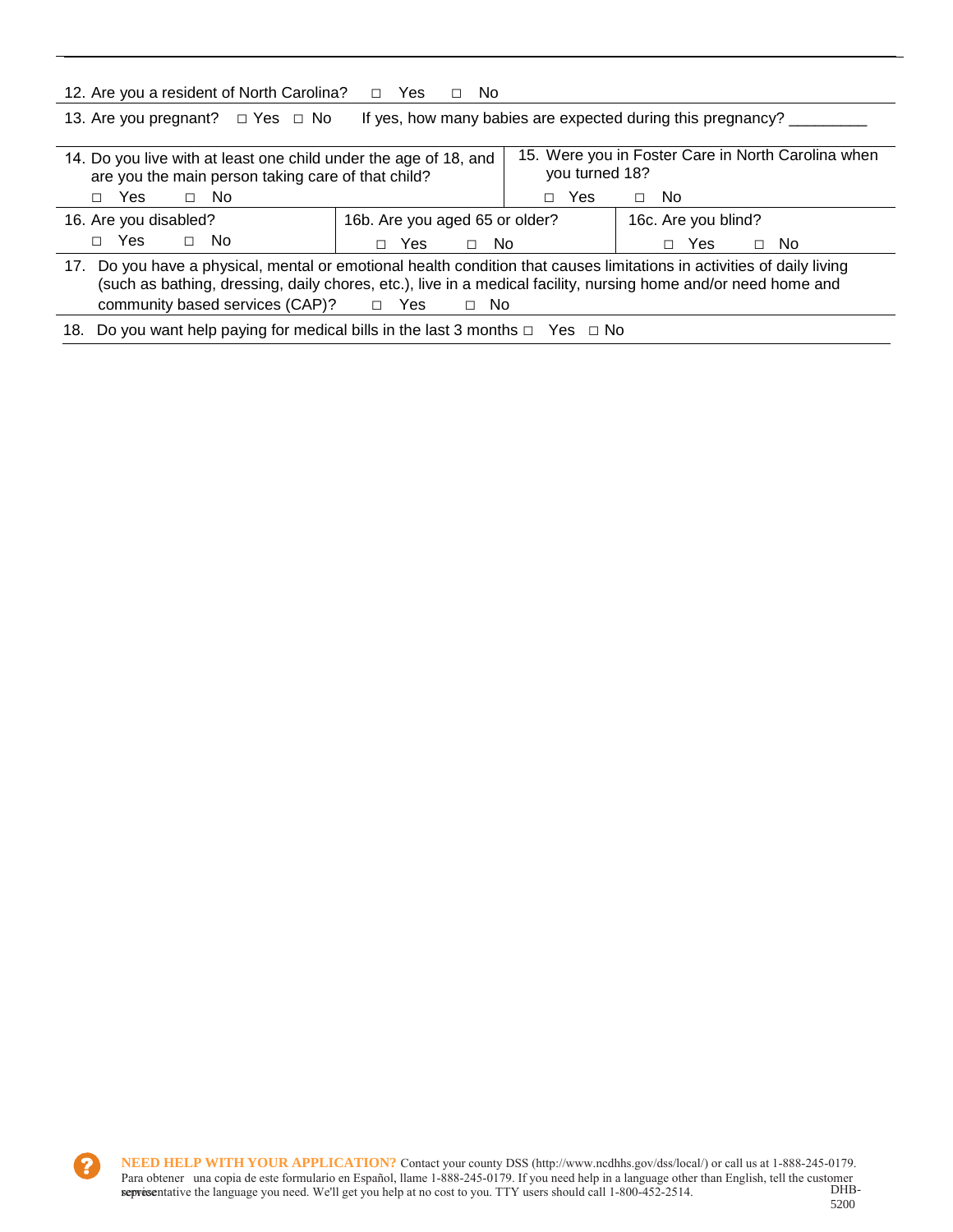12. Are you a resident of North Carolina? □ Yes □ No

13. Are you pregnant? □ Yes □ No If yes, how many babies are expected during this pregnancy? _________

| 14. Do you live with at least one child under the age of 18, and are you the main person taking care of that child? □ Yes □ No | 15. Were you in Foster Care in North Carolina when you turned 18? □ Yes □ No |
|---|---|

| 16. Are you disabled? □ Yes □ No | 16b. Are you aged 65 or older? □ Yes □ No | 16c. Are you blind? □ Yes □ No |
|---|---|---|

17. Do you have a physical, mental or emotional health condition that causes limitations in activities of daily living (such as bathing, dressing, daily chores, etc.), live in a medical facility, nursing home and/or need home and community based services (CAP)? □ Yes □ No

18. Do you want help paying for medical bills in the last 3 months □ Yes □ No

**NEED HELP WITH YOUR APPLICATION?** Contact your county DSS (http://www.ncdhhs.gov/dss/local/) or call us at 1-888-245-0179. Para obtener una copia de este formulario en Español, llame 1-888-245-0179. If you need help in a language other than English, tell the customer representative the language you need. We'll get you help at no cost to you. TTY users should call 1-800-452-2514.

DHB-5200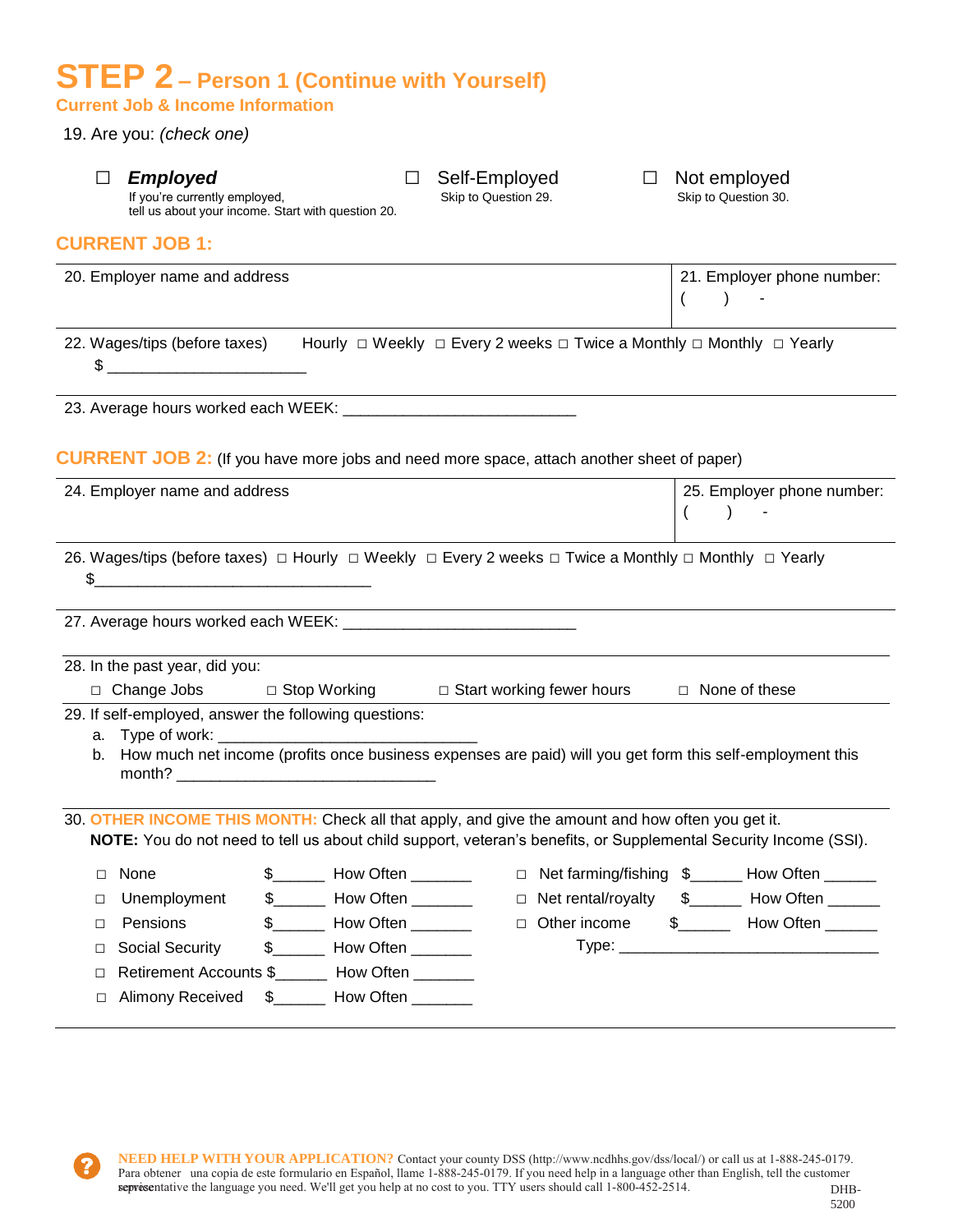# STEP 2 – Person 1 (Continue with Yourself)

### Current Job & Income Information

19. Are you: *(check one)*

☐ ***Employed***
If you're currently employed, tell us about your income. Start with question 20.

☐ Self-Employed
Skip to Question 29.

☐ Not employed
Skip to Question 30.

## CURRENT JOB 1:

| 20. Employer name and address | 21. Employer phone number: ( ) - |
|---|---|

22. Wages/tips (before taxes) Hourly ☐ Weekly ☐ Every 2 weeks ☐ Twice a Monthly ☐ Monthly ☐ Yearly
$ ______________________

23. Average hours worked each WEEK: __________________________

## CURRENT JOB 2: (If you have more jobs and need more space, attach another sheet of paper)

| 24. Employer name and address | 25. Employer phone number: ( ) - |
|---|---|

26. Wages/tips (before taxes) ☐ Hourly ☐ Weekly ☐ Every 2 weeks ☐ Twice a Monthly ☐ Monthly ☐ Yearly
$______________________________

27. Average hours worked each WEEK: __________________________

28. In the past year, did you:
☐ Change Jobs ☐ Stop Working ☐ Start working fewer hours ☐ None of these

29. If self-employed, answer the following questions:
   a. Type of work: _____________________________
   b. How much net income (profits once business expenses are paid) will you get form this self-employment this month? _____________________________

30. **OTHER INCOME THIS MONTH:** Check all that apply, and give the amount and how often you get it.
**NOTE:** You do not need to tell us about child support, veteran's benefits, or Supplemental Security Income (SSI).

☐ None $______ How Often _______
☐ Unemployment $______ How Often _______
☐ Pensions $______ How Often _______
☐ Social Security $______ How Often _______
☐ Retirement Accounts $______ How Often _______
☐ Alimony Received $______ How Often _______
☐ Net farming/fishing $______ How Often ______
☐ Net rental/royalty $______ How Often ______
☐ Other income $______ How Often ______
Type: _____________________________

**NEED HELP WITH YOUR APPLICATION?** Contact your county DSS (http://www.ncdhhs.gov/dss/local/) or call us at 1-888-245-0179. Para obtener una copia de este formulario en Español, llame 1-888-245-0179. If you need help in a language other than English, tell the customer service representative the language you need. We'll get you help at no cost to you. TTY users should call 1-800-452-2514.

DHB-5200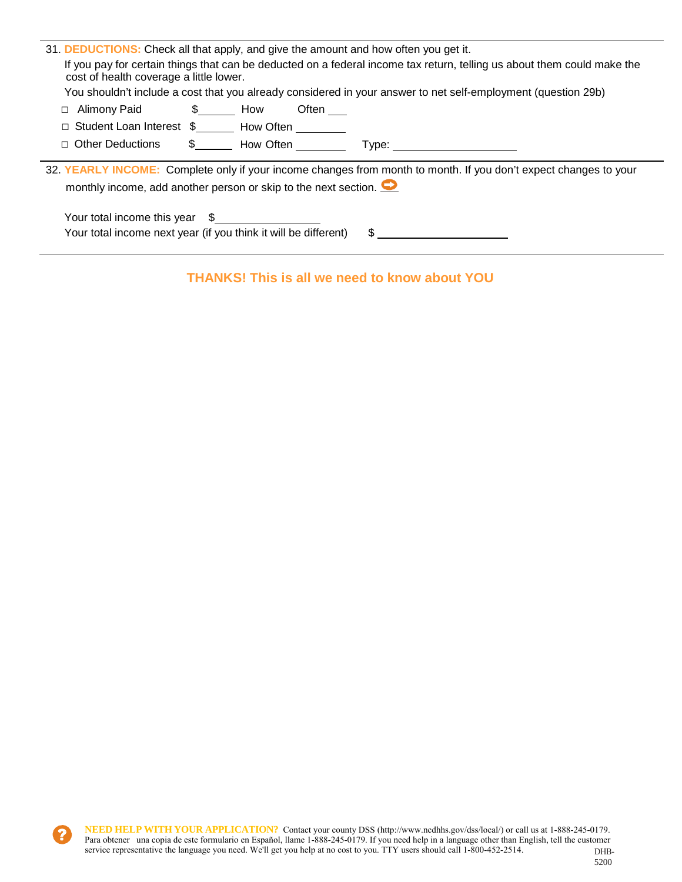31. **DEDUCTIONS:** Check all that apply, and give the amount and how often you get it.

If you pay for certain things that can be deducted on a federal income tax return, telling us about them could make the cost of health coverage a little lower.

You shouldn't include a cost that you already considered in your answer to net self-employment (question 29b)

- ☐ Alimony Paid $______ How Often ___
- ☐ Student Loan Interest $______ How Often ________
- ☐ Other Deductions $______ How Often ________ Type: ____________________

32. **YEARLY INCOME:** Complete only if your income changes from month to month. If you don't expect changes to your monthly income, add another person or skip to the next section.

Your total income this year $________________

Your total income next year (if you think it will be different) $ ____________________

**THANKS! This is all we need to know about YOU**

**NEED HELP WITH YOUR APPLICATION?** Contact your county DSS (http://www.ncdhhs.gov/dss/local/) or call us at 1-888-245-0179. Para obtener una copia de este formulario en Español, llame 1-888-245-0179. If you need help in a language other than English, tell the customer service representative the language you need. We'll get you help at no cost to you. TTY users should call 1-800-452-2514.

DHB-5200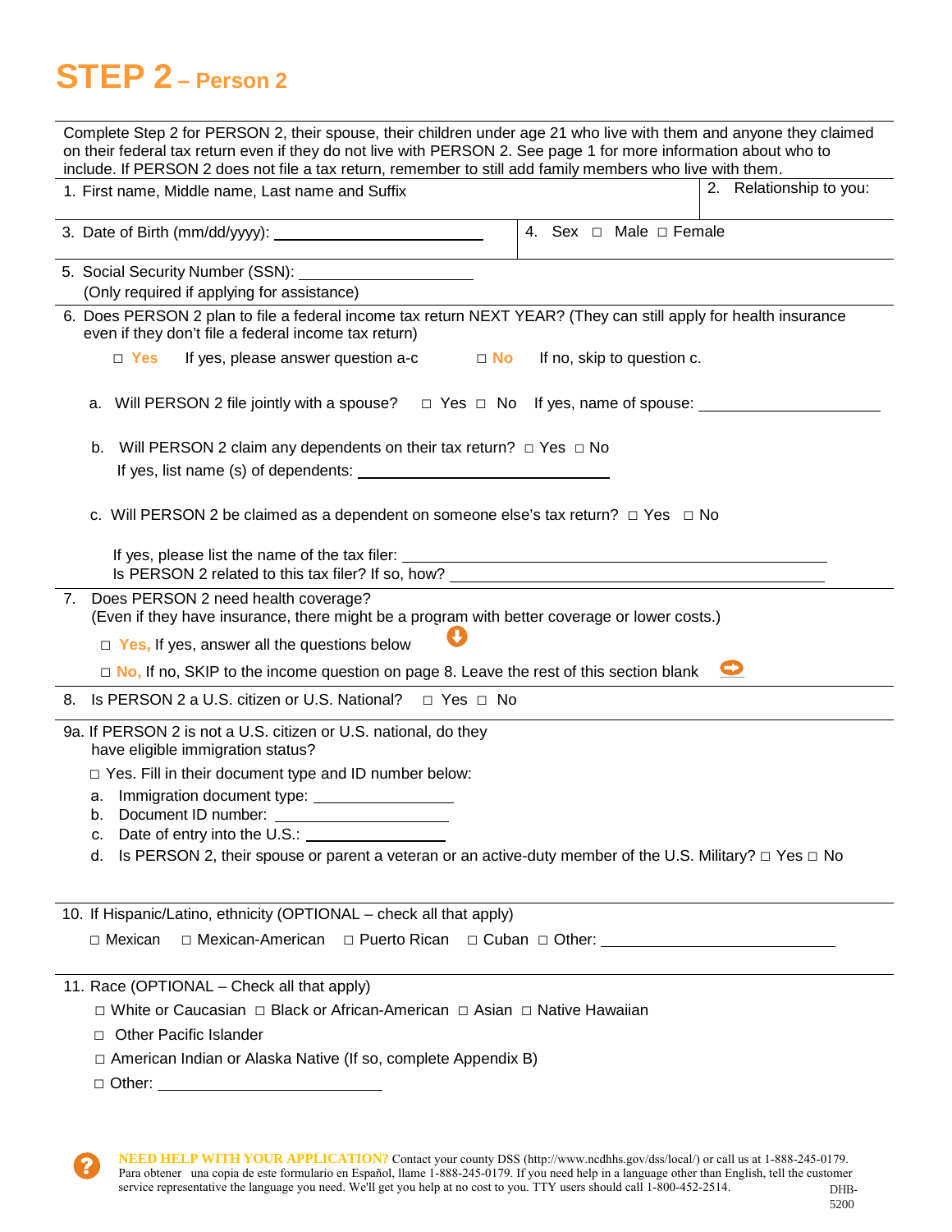# STEP 2 – Person 2

Complete Step 2 for PERSON 2, their spouse, their children under age 21 who live with them and anyone they claimed on their federal tax return even if they do not live with PERSON 2. See page 1 for more information about who to include. If PERSON 2 does not file a tax return, remember to still add family members who live with them.

1. First name, Middle name, Last name and Suffix

2. Relationship to you:

3. Date of Birth (mm/dd/yyyy): ____________________

4. Sex □ Male □ Female

5. Social Security Number (SSN): ____________________
   (Only required if applying for assistance)

6. Does PERSON 2 plan to file a federal income tax return NEXT YEAR? (They can still apply for health insurance even if they don't file a federal income tax return)

   □ **Yes** If yes, please answer question a-c □ **No** If no, skip to question c.

   a. Will PERSON 2 file jointly with a spouse? □ Yes □ No If yes, name of spouse: ____________________

   b. Will PERSON 2 claim any dependents on their tax return? □ Yes □ No
      If yes, list name (s) of dependents: ____________________

   c. Will PERSON 2 be claimed as a dependent on someone else's tax return? □ Yes □ No

      If yes, please list the name of the tax filer: ____________________
      Is PERSON 2 related to this tax filer? If so, how? ____________________

7. Does PERSON 2 need health coverage?
   (Even if they have insurance, there might be a program with better coverage or lower costs.)

   □ **Yes,** If yes, answer all the questions below

   □ **No,** If no, SKIP to the income question on page 8. Leave the rest of this section blank

8. Is PERSON 2 a U.S. citizen or U.S. National? □ Yes □ No

9a. If PERSON 2 is not a U.S. citizen or U.S. national, do they have eligible immigration status?

   □ Yes. Fill in their document type and ID number below:

   a. Immigration document type: ____________________
   b. Document ID number: ____________________
   c. Date of entry into the U.S.: ____________________
   d. Is PERSON 2, their spouse or parent a veteran or an active-duty member of the U.S. Military? □ Yes □ No

10. If Hispanic/Latino, ethnicity (OPTIONAL – check all that apply)

   □ Mexican □ Mexican-American □ Puerto Rican □ Cuban □ Other: ____________________

11. Race (OPTIONAL – Check all that apply)

   □ White or Caucasian □ Black or African-American □ Asian □ Native Hawaiian

   □ Other Pacific Islander

   □ American Indian or Alaska Native (If so, complete Appendix B)

   □ Other: ____________________

**NEED HELP WITH YOUR APPLICATION?** Contact your county DSS (http://www.ncdhhs.gov/dss/local/) or call us at 1-888-245-0179. Para obtener una copia de este formulario en Español, llame 1-888-245-0179. If you need help in a language other than English, tell the customer service representative the language you need. We'll get you help at no cost to you. TTY users should call 1-800-452-2514.

DHB-5200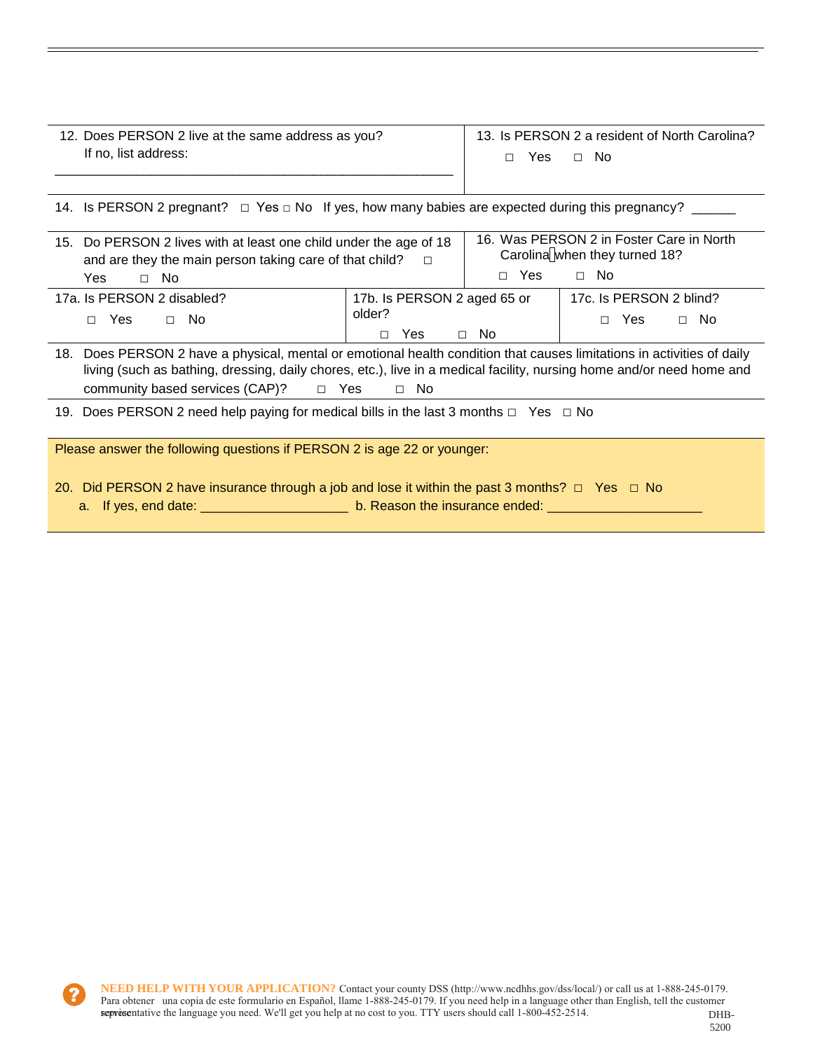12. Does PERSON 2 live at the same address as you?
    If no, list address:

    ________________________________________________

13. Is PERSON 2 a resident of North Carolina?
    ☐ Yes ☐ No

14. Is PERSON 2 pregnant? ☐ Yes ☐ No If yes, how many babies are expected during this pregnancy? ______

15. Do PERSON 2 lives with at least one child under the age of 18 and are they the main person taking care of that child? ☐ Yes ☐ No

16. Was PERSON 2 in Foster Care in North Carolina when they turned 18?
    ☐ Yes ☐ No

17a. Is PERSON 2 disabled?
☐ Yes ☐ No

17b. Is PERSON 2 aged 65 or older?
☐ Yes ☐ No

17c. Is PERSON 2 blind?
☐ Yes ☐ No

18. Does PERSON 2 have a physical, mental or emotional health condition that causes limitations in activities of daily living (such as bathing, dressing, daily chores, etc.), live in a medical facility, nursing home and/or need home and community based services (CAP)? ☐ Yes ☐ No

19. Does PERSON 2 need help paying for medical bills in the last 3 months ☐ Yes ☐ No

Please answer the following questions if PERSON 2 is age 22 or younger:

20. Did PERSON 2 have insurance through a job and lose it within the past 3 months? ☐ Yes ☐ No
    a. If yes, end date: ___________________ b. Reason the insurance ended: ____________________

**NEED HELP WITH YOUR APPLICATION?** Contact your county DSS (http://www.ncdhhs.gov/dss/local/) or call us at 1-888-245-0179. Para obtener una copia de este formulario en Español, llame 1-888-245-0179. If you need help in a language other than English, tell the customer service representative the language you need. We'll get you help at no cost to you. TTY users should call 1-800-452-2514.

DHB-5200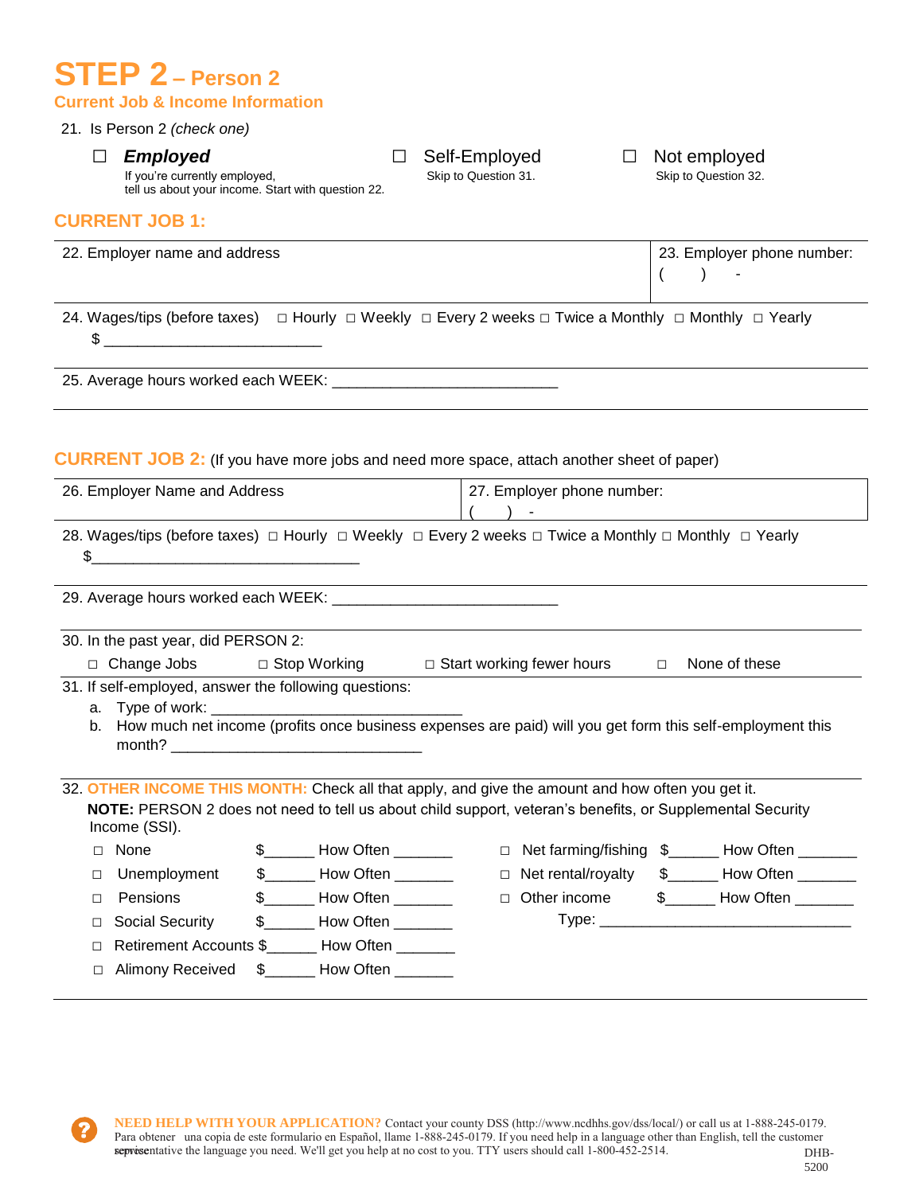# STEP 2 – Person 2

## Current Job & Income Information

21. Is Person 2 *(check one)*

☐ ***Employed***
If you're currently employed, tell us about your income. Start with question 22.

☐ Self-Employed
Skip to Question 31.

☐ Not employed
Skip to Question 32.

## CURRENT JOB 1:

| 22. Employer name and address | 23. Employer phone number: ( ) - |
|---|---|

24. Wages/tips (before taxes) □ Hourly □ Weekly □ Every 2 weeks □ Twice a Monthly □ Monthly □ Yearly
$ __________________________

25. Average hours worked each WEEK: ___________________________

## CURRENT JOB 2: (If you have more jobs and need more space, attach another sheet of paper)

| 26. Employer Name and Address | 27. Employer phone number: ( ) - |
|---|---|

28. Wages/tips (before taxes) □ Hourly □ Weekly □ Every 2 weeks □ Twice a Monthly □ Monthly □ Yearly
$________________________________

29. Average hours worked each WEEK: ___________________________

30. In the past year, did PERSON 2:
□ Change Jobs □ Stop Working □ Start working fewer hours □ None of these

31. If self-employed, answer the following questions:
a. Type of work: ______________________________
b. How much net income (profits once business expenses are paid) will you get form this self-employment this month? ______________________________

32. **OTHER INCOME THIS MONTH:** Check all that apply, and give the amount and how often you get it.
**NOTE:** PERSON 2 does not need to tell us about child support, veteran's benefits, or Supplemental Security Income (SSI).

| | | | | | |
|---|---|---|---|---|---|
| □ None | $______ | How Often _______ | □ Net farming/fishing | $______ | How Often _______ |
| □ Unemployment | $______ | How Often _______ | □ Net rental/royalty | $______ | How Often _______ |
| □ Pensions | $______ | How Often _______ | □ Other income | $______ | How Often _______ |
| □ Social Security | $______ | How Often _______ | Type: _______________________________ | | |
| □ Retirement Accounts | $______ | How Often _______ | | | |
| □ Alimony Received | $______ | How Often _______ | | | |

**NEED HELP WITH YOUR APPLICATION?** Contact your county DSS (http://www.ncdhhs.gov/dss/local/) or call us at 1-888-245-0179. Para obtener una copia de este formulario en Español, llame 1-888-245-0179. If you need help in a language other than English, tell the customer service representative the language you need. We'll get you help at no cost to you. TTY users should call 1-800-452-2514.

DHB-5200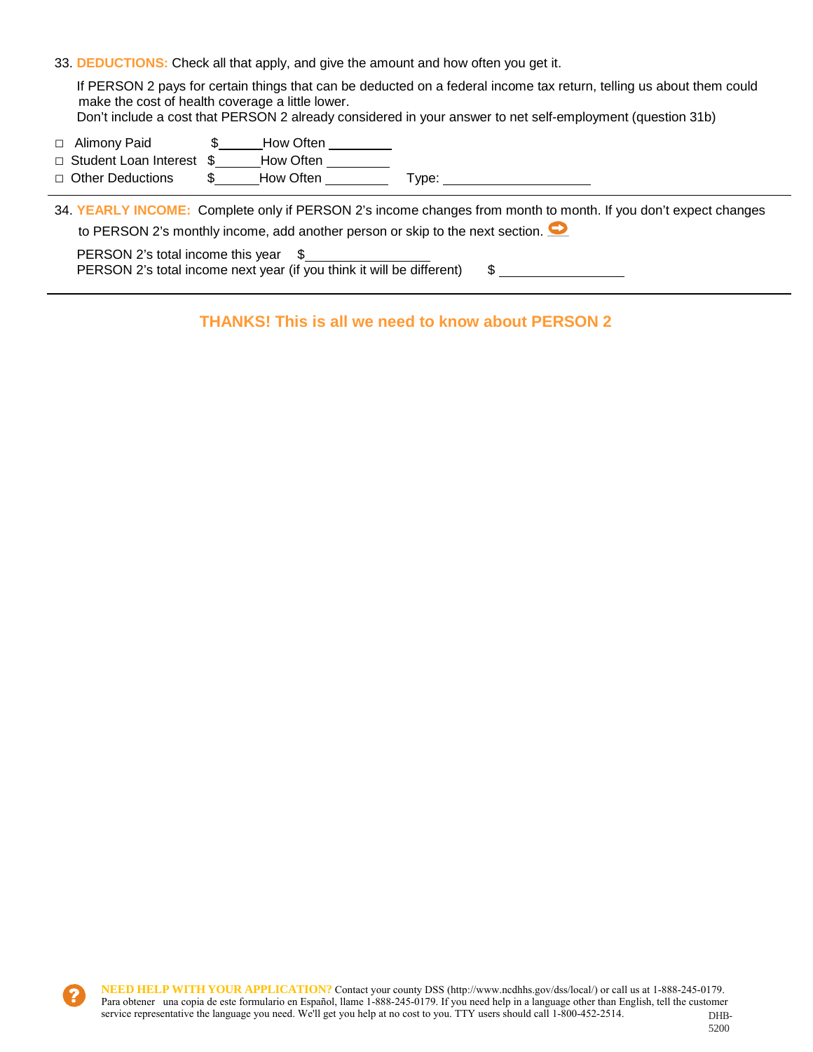33. **DEDUCTIONS:** Check all that apply, and give the amount and how often you get it.

If PERSON 2 pays for certain things that can be deducted on a federal income tax return, telling us about them could make the cost of health coverage a little lower.
Don't include a cost that PERSON 2 already considered in your answer to net self-employment (question 31b)

- ☐ Alimony Paid $______ How Often ________
- ☐ Student Loan Interest $______ How Often ________
- ☐ Other Deductions $______ How Often ________ Type: ________________

34. **YEARLY INCOME:** Complete only if PERSON 2's income changes from month to month. If you don't expect changes to PERSON 2's monthly income, add another person or skip to the next section. ➡

PERSON 2's total income this year $________________
PERSON 2's total income next year (if you think it will be different) $ ________________

**THANKS! This is all we need to know about PERSON 2**

**NEED HELP WITH YOUR APPLICATION?** Contact your county DSS (http://www.ncdhhs.gov/dss/local/) or call us at 1-888-245-0179. Para obtener una copia de este formulario en Español, llame 1-888-245-0179. If you need help in a language other than English, tell the customer service representative the language you need. We'll get you help at no cost to you. TTY users should call 1-800-452-2514.

DHB-5200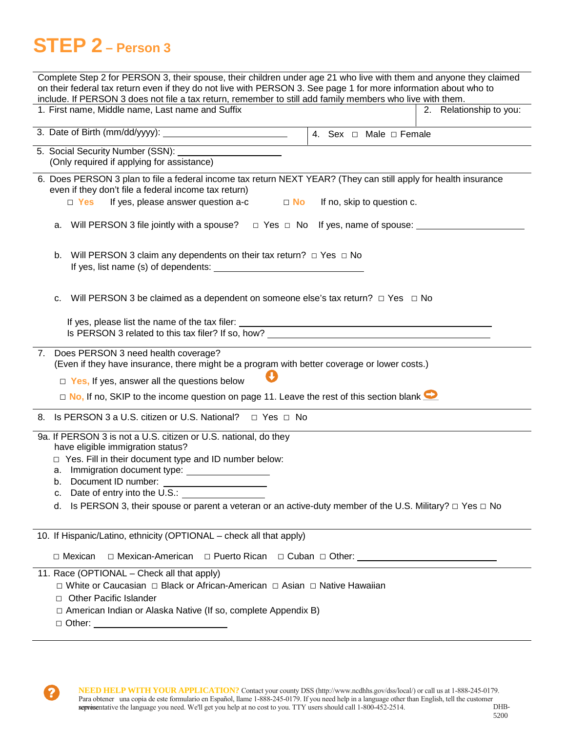# STEP 2 – Person 3

Complete Step 2 for PERSON 3, their spouse, their children under age 21 who live with them and anyone they claimed on their federal tax return even if they do not live with PERSON 3. See page 1 for more information about who to include. If PERSON 3 does not file a tax return, remember to still add family members who live with them.

1. First name, Middle name, Last name and Suffix

2. Relationship to you:

3. Date of Birth (mm/dd/yyyy): ____________________

4. Sex ☐ Male ☐ Female

5. Social Security Number (SSN): ____________________
   (Only required if applying for assistance)

6. Does PERSON 3 plan to file a federal income tax return NEXT YEAR? (They can still apply for health insurance even if they don't file a federal income tax return)

   ☐ **Yes** If yes, please answer question a-c ☐ **No** If no, skip to question c.

   a. Will PERSON 3 file jointly with a spouse? ☐ Yes ☐ No If yes, name of spouse: ____________________

   b. Will PERSON 3 claim any dependents on their tax return? ☐ Yes ☐ No
      If yes, list name (s) of dependents: ____________________

   c. Will PERSON 3 be claimed as a dependent on someone else's tax return? ☐ Yes ☐ No

      If yes, please list the name of the tax filer: ____________________
      Is PERSON 3 related to this tax filer? If so, how? ____________________

7. Does PERSON 3 need health coverage?
   (Even if they have insurance, there might be a program with better coverage or lower costs.)

   ☐ **Yes,** If yes, answer all the questions below

   ☐ **No,** If no, SKIP to the income question on page 11. Leave the rest of this section blank

8. Is PERSON 3 a U.S. citizen or U.S. National? ☐ Yes ☐ No

9a. If PERSON 3 is not a U.S. citizen or U.S. national, do they have eligible immigration status?

   ☐ Yes. Fill in their document type and ID number below:

   a. Immigration document type: ____________________
   b. Document ID number: ____________________
   c. Date of entry into the U.S.: ____________________
   d. Is PERSON 3, their spouse or parent a veteran or an active-duty member of the U.S. Military? ☐ Yes ☐ No

10. If Hispanic/Latino, ethnicity (OPTIONAL – check all that apply)

    ☐ Mexican ☐ Mexican-American ☐ Puerto Rican ☐ Cuban ☐ Other: ____________________

11. Race (OPTIONAL – Check all that apply)

    ☐ White or Caucasian ☐ Black or African-American ☐ Asian ☐ Native Hawaiian
    ☐ Other Pacific Islander
    ☐ American Indian or Alaska Native (If so, complete Appendix B)
    ☐ Other: ____________________

**NEED HELP WITH YOUR APPLICATION?** Contact your county DSS (http://www.ncdhhs.gov/dss/local/) or call us at 1-888-245-0179. Para obtener una copia de este formulario en Español, llame 1-888-245-0179. If you need help in a language other than English, tell the customer service representative the language you need. We'll get you help at no cost to you. TTY users should call 1-800-452-2514.

DHB-5200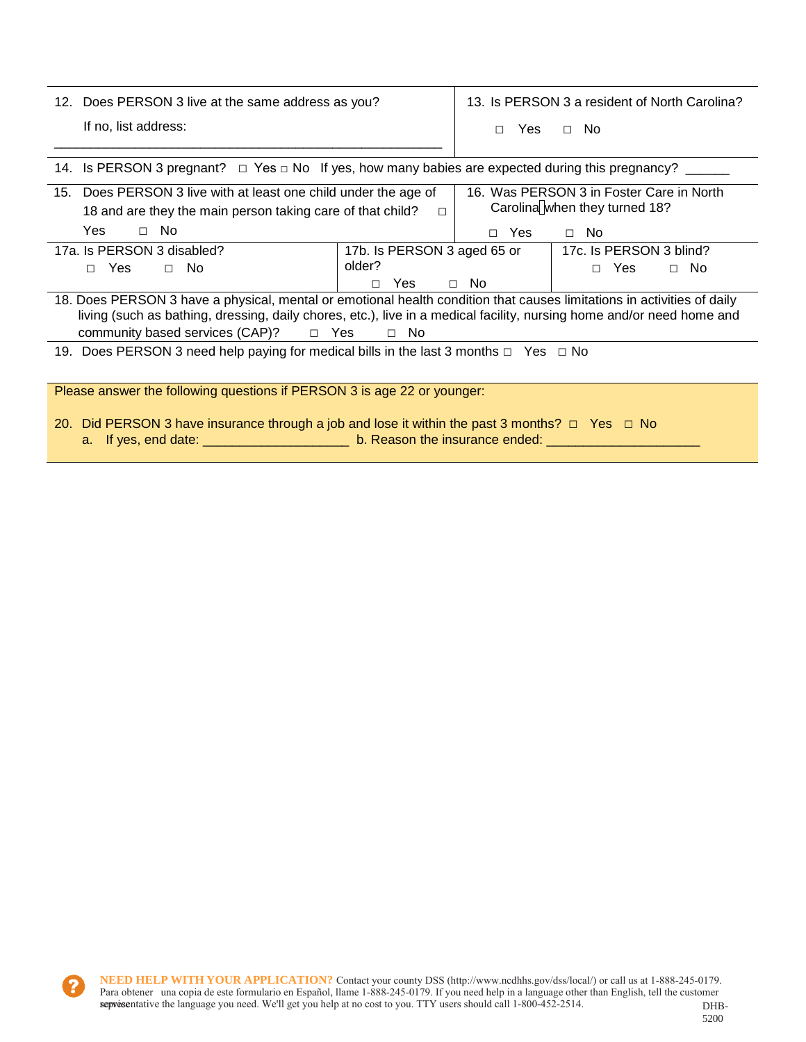12. Does PERSON 3 live at the same address as you?

If no, list address: ___________________________________________________

13. Is PERSON 3 a resident of North Carolina?

□ Yes □ No

14. Is PERSON 3 pregnant? □ Yes □ No If yes, how many babies are expected during this pregnancy? ______

15. Does PERSON 3 live with at least one child under the age of 18 and are they the main person taking care of that child? □ Yes □ No

16. Was PERSON 3 in Foster Care in North Carolina when they turned 18?

□ Yes □ No

17a. Is PERSON 3 disabled?

□ Yes □ No

17b. Is PERSON 3 aged 65 or older?

□ Yes □ No

17c. Is PERSON 3 blind?

□ Yes □ No

18. Does PERSON 3 have a physical, mental or emotional health condition that causes limitations in activities of daily living (such as bathing, dressing, daily chores, etc.), live in a medical facility, nursing home and/or need home and community based services (CAP)? □ Yes □ No

19. Does PERSON 3 need help paying for medical bills in the last 3 months □ Yes □ No

Please answer the following questions if PERSON 3 is age 22 or younger:

20. Did PERSON 3 have insurance through a job and lose it within the past 3 months? □ Yes □ No

a. If yes, end date: ____________________ b. Reason the insurance ended: _____________________

**NEED HELP WITH YOUR APPLICATION?** Contact your county DSS (http://www.ncdhhs.gov/dss/local/) or call us at 1-888-245-0179. Para obtener una copia de este formulario en Español, llame 1-888-245-0179. If you need help in a language other than English, tell the customer service representative the language you need. We'll get you help at no cost to you. TTY users should call 1-800-452-2514.

DHB-5200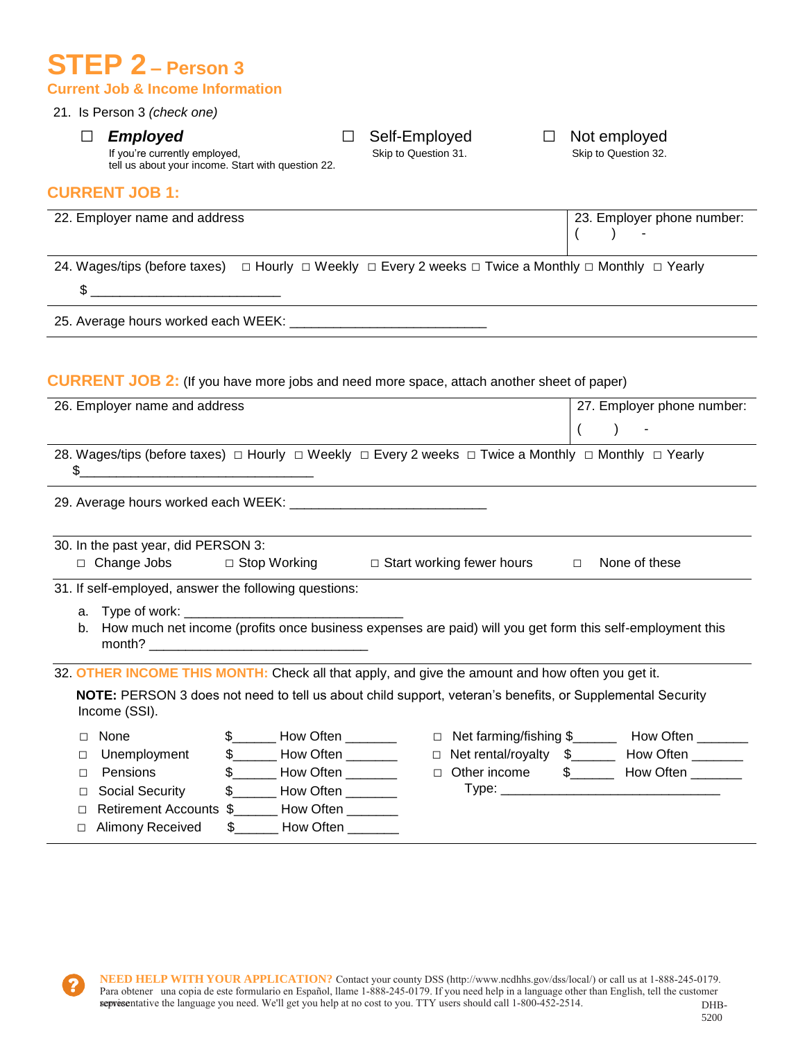# STEP 2 – Person 3

## Current Job & Income Information

21. Is Person 3 *(check one)*

☐ ***Employed***
If you're currently employed, tell us about your income. Start with question 22.

☐ Self-Employed
Skip to Question 31.

☐ Not employed
Skip to Question 32.

## CURRENT JOB 1:

| 22. Employer name and address | 23. Employer phone number: ( ) - |
|---|---|

24. Wages/tips (before taxes) □ Hourly □ Weekly □ Every 2 weeks □ Twice a Monthly □ Monthly □ Yearly

$ _________________________

25. Average hours worked each WEEK: ___________________________

## CURRENT JOB 2: (If you have more jobs and need more space, attach another sheet of paper)

| 26. Employer name and address | 27. Employer phone number: ( ) - |
|---|---|

28. Wages/tips (before taxes) □ Hourly □ Weekly □ Every 2 weeks □ Twice a Monthly □ Monthly □ Yearly

$________________________________

29. Average hours worked each WEEK: ___________________________

30. In the past year, did PERSON 3:

□ Change Jobs □ Stop Working □ Start working fewer hours □ None of these

31. If self-employed, answer the following questions:

a. Type of work: ______________________________

b. How much net income (profits once business expenses are paid) will you get form this self-employment this month? ______________________________

32. **OTHER INCOME THIS MONTH:** Check all that apply, and give the amount and how often you get it.

**NOTE:** PERSON 3 does not need to tell us about child support, veteran's benefits, or Supplemental Security Income (SSI).

| | | |
|---|---|---|
| □ None | $______ | How Often _______ |
| □ Unemployment | $______ | How Often _______ |
| □ Pensions | $______ | How Often _______ |
| □ Social Security | $______ | How Often _______ |
| □ Retirement Accounts | $______ | How Often _______ |
| □ Alimony Received | $______ | How Often _______ |
| □ Net farming/fishing | $______ | How Often _______ |
| □ Net rental/royalty | $______ | How Often _______ |
| □ Other income | $______ | How Often _______ |

Type: ______________________________

**NEED HELP WITH YOUR APPLICATION?** Contact your county DSS (http://www.ncdhhs.gov/dss/local/) or call us at 1-888-245-0179. Para obtener una copia de este formulario en Español, llame 1-888-245-0179. If you need help in a language other than English, tell the customer service representative the language you need. We'll get you help at no cost to you. TTY users should call 1-800-452-2514.

DHB-5200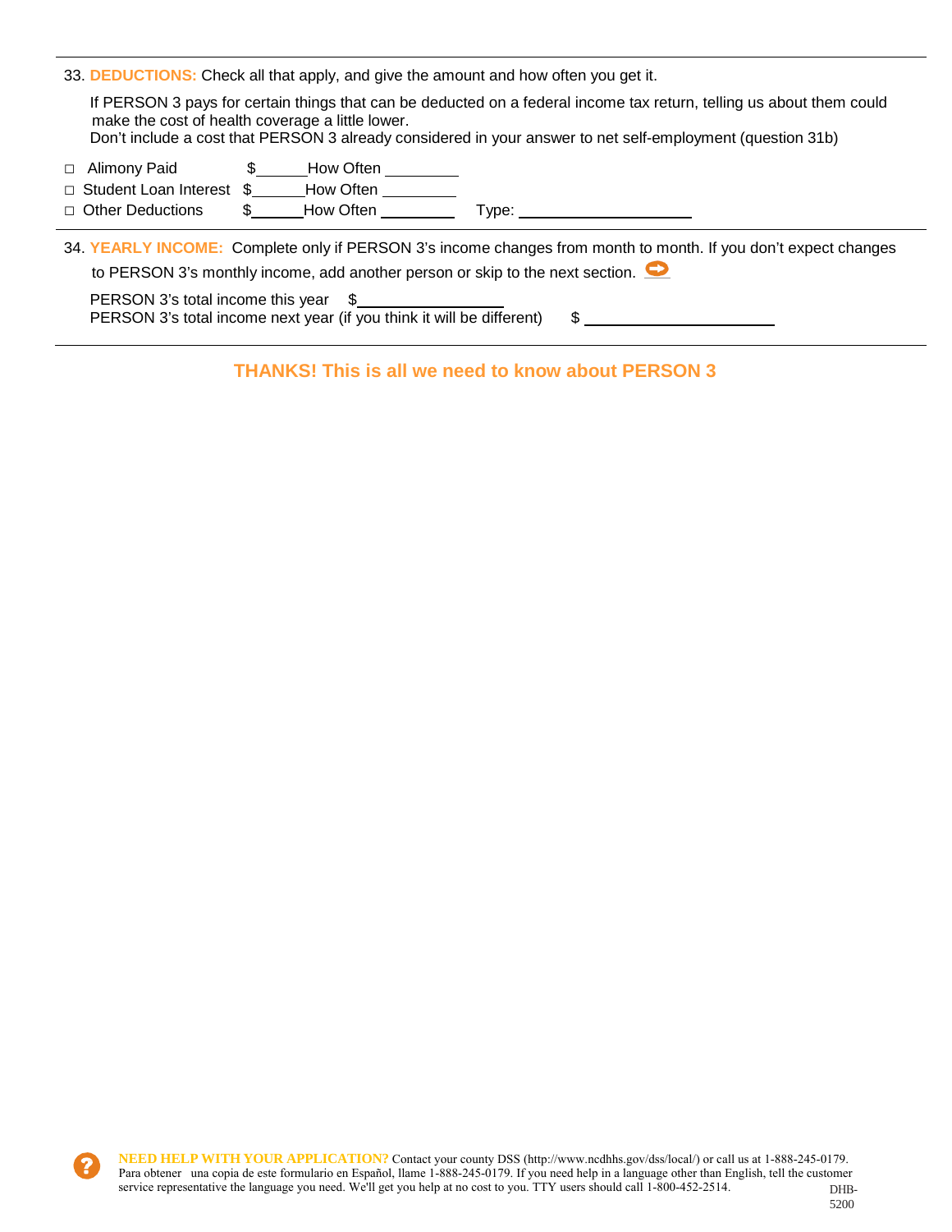33. **DEDUCTIONS:** Check all that apply, and give the amount and how often you get it.

If PERSON 3 pays for certain things that can be deducted on a federal income tax return, telling us about them could make the cost of health coverage a little lower.
Don't include a cost that PERSON 3 already considered in your answer to net self-employment (question 31b)

□ Alimony Paid $______ How Often _________
□ Student Loan Interest $______ How Often _________
□ Other Deductions $______ How Often _________ Type: _____________________

34. **YEARLY INCOME:** Complete only if PERSON 3's income changes from month to month. If you don't expect changes to PERSON 3's monthly income, add another person or skip to the next section.

PERSON 3's total income this year $_________________
PERSON 3's total income next year (if you think it will be different) $ _______________________

**THANKS! This is all we need to know about PERSON 3**

**NEED HELP WITH YOUR APPLICATION?** Contact your county DSS (http://www.ncdhhs.gov/dss/local/) or call us at 1-888-245-0179. Para obtener una copia de este formulario en Español, llame 1-888-245-0179. If you need help in a language other than English, tell the customer service representative the language you need. We'll get you help at no cost to you. TTY users should call 1-800-452-2514.

DHB-5200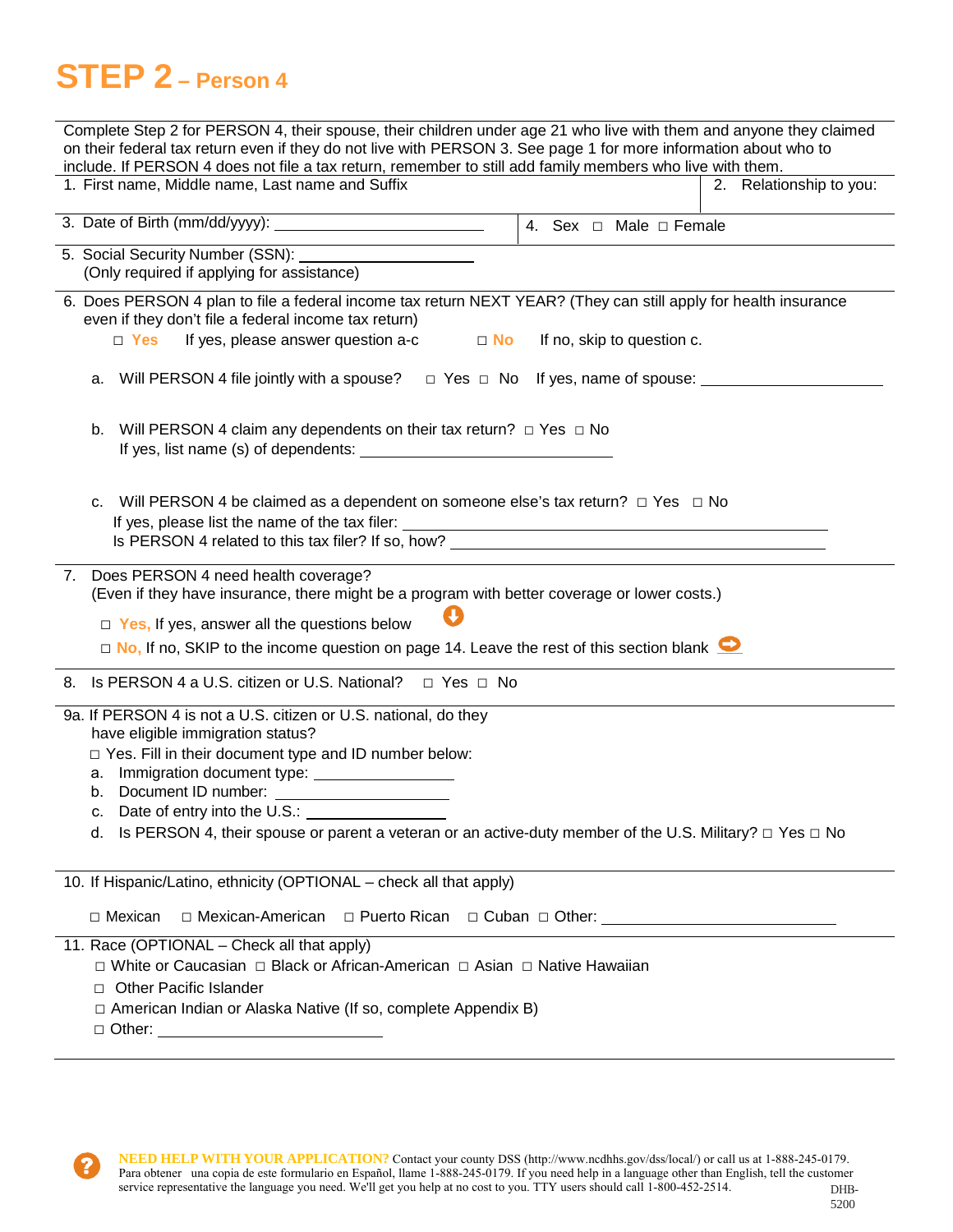# STEP 2 – Person 4

Complete Step 2 for PERSON 4, their spouse, their children under age 21 who live with them and anyone they claimed on their federal tax return even if they do not live with PERSON 3. See page 1 for more information about who to include. If PERSON 4 does not file a tax return, remember to still add family members who live with them.

1. First name, Middle name, Last name and Suffix

2. Relationship to you:

3. Date of Birth (mm/dd/yyyy): ______________________

4. Sex ☐ Male ☐ Female

5. Social Security Number (SSN): ________________
   (Only required if applying for assistance)

6. Does PERSON 4 plan to file a federal income tax return NEXT YEAR? (They can still apply for health insurance even if they don't file a federal income tax return)

   ☐ **Yes** If yes, please answer question a-c ☐ **No** If no, skip to question c.

   a. Will PERSON 4 file jointly with a spouse? ☐ Yes ☐ No If yes, name of spouse: ____________________

   b. Will PERSON 4 claim any dependents on their tax return? ☐ Yes ☐ No
      If yes, list name (s) of dependents: ___________________________

   c. Will PERSON 4 be claimed as a dependent on someone else's tax return? ☐ Yes ☐ No
      If yes, please list the name of the tax filer: ________________________________________
      Is PERSON 4 related to this tax filer? If so, how? ________________________________________

7. Does PERSON 4 need health coverage?
   (Even if they have insurance, there might be a program with better coverage or lower costs.)

   ☐ **Yes,** If yes, answer all the questions below

   ☐ **No,** If no, SKIP to the income question on page 14. Leave the rest of this section blank

8. Is PERSON 4 a U.S. citizen or U.S. National? ☐ Yes ☐ No

9a. If PERSON 4 is not a U.S. citizen or U.S. national, do they have eligible immigration status?

   ☐ Yes. Fill in their document type and ID number below:

   a. Immigration document type: ______________
   b. Document ID number: ______________
   c. Date of entry into the U.S.: ______________
   d. Is PERSON 4, their spouse or parent a veteran or an active-duty member of the U.S. Military? ☐ Yes ☐ No

10. If Hispanic/Latino, ethnicity (OPTIONAL – check all that apply)

   ☐ Mexican ☐ Mexican-American ☐ Puerto Rican ☐ Cuban ☐ Other: ____________________

11. Race (OPTIONAL – Check all that apply)

   ☐ White or Caucasian ☐ Black or African-American ☐ Asian ☐ Native Hawaiian
   ☐ Other Pacific Islander
   ☐ American Indian or Alaska Native (If so, complete Appendix B)
   ☐ Other: ____________________

**NEED HELP WITH YOUR APPLICATION?** Contact your county DSS (http://www.ncdhhs.gov/dss/local/) or call us at 1-888-245-0179. Para obtener una copia de este formulario en Español, llame 1-888-245-0179. If you need help in a language other than English, tell the customer service representative the language you need. We'll get you help at no cost to you. TTY users should call 1-800-452-2514.

DHB-5200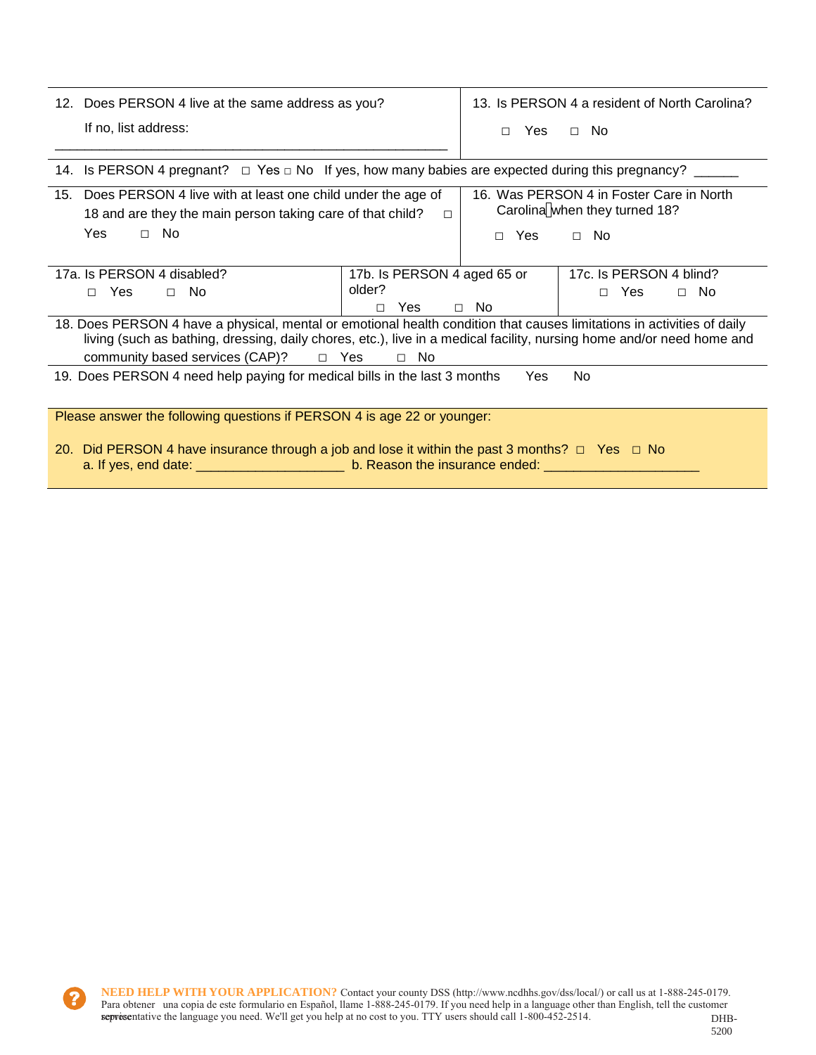12. Does PERSON 4 live at the same address as you?

    If no, list address:

    _______________________________________________

13. Is PERSON 4 a resident of North Carolina?

    ☐ Yes ☐ No

14. Is PERSON 4 pregnant? ☐ Yes ☐ No If yes, how many babies are expected during this pregnancy? ______

15. Does PERSON 4 live with at least one child under the age of 18 and are they the main person taking care of that child? ☐ Yes ☐ No

16. Was PERSON 4 in Foster Care in North Carolina when they turned 18?

    ☐ Yes ☐ No

17a. Is PERSON 4 disabled?
☐ Yes ☐ No

17b. Is PERSON 4 aged 65 or older?
☐ Yes ☐ No

17c. Is PERSON 4 blind?
☐ Yes ☐ No

18. Does PERSON 4 have a physical, mental or emotional health condition that causes limitations in activities of daily living (such as bathing, dressing, daily chores, etc.), live in a medical facility, nursing home and/or need home and community based services (CAP)? ☐ Yes ☐ No

19. Does PERSON 4 need help paying for medical bills in the last 3 months Yes No

Please answer the following questions if PERSON 4 is age 22 or younger:

20. Did PERSON 4 have insurance through a job and lose it within the past 3 months? ☐ Yes ☐ No
    a. If yes, end date: ____________________ b. Reason the insurance ended: _____________________

**NEED HELP WITH YOUR APPLICATION?** Contact your county DSS (http://www.ncdhhs.gov/dss/local/) or call us at 1-888-245-0179. Para obtener una copia de este formulario en Español, llame 1-888-245-0179. If you need help in a language other than English, tell the customer service representative the language you need. We'll get you help at no cost to you. TTY users should call 1-800-452-2514.

DHB-5200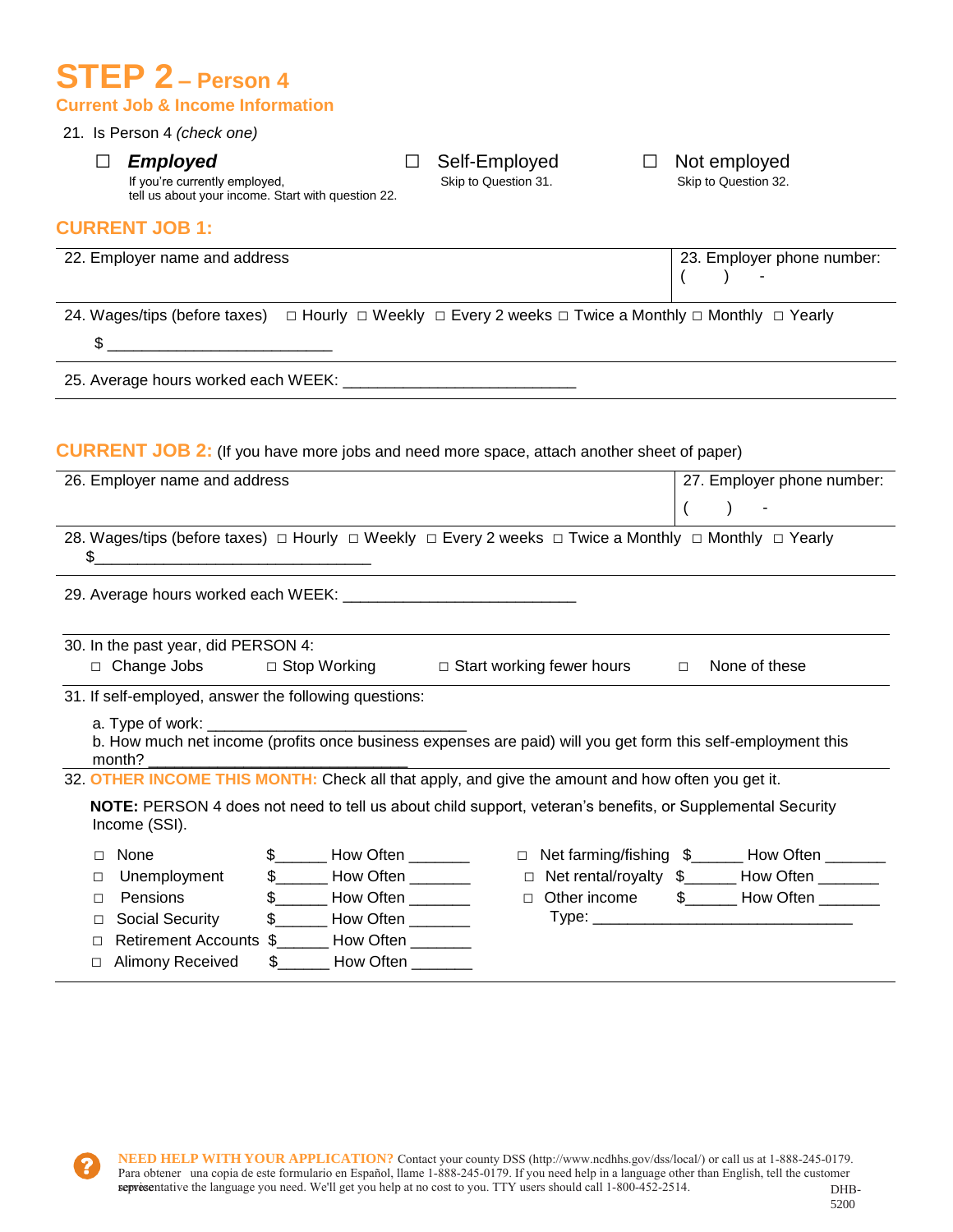# STEP 2 – Person 4

## Current Job & Income Information

21. Is Person 4 *(check one)*

☐ ***Employed***
If you're currently employed, tell us about your income. Start with question 22.

☐ Self-Employed
Skip to Question 31.

☐ Not employed
Skip to Question 32.

## CURRENT JOB 1:

| 22. Employer name and address | 23. Employer phone number: ( ) - |
|---|---|

24. Wages/tips (before taxes) □ Hourly □ Weekly □ Every 2 weeks □ Twice a Monthly □ Monthly □ Yearly

$ ________________________

25. Average hours worked each WEEK: _________________________

## CURRENT JOB 2: (If you have more jobs and need more space, attach another sheet of paper)

| 26. Employer name and address | 27. Employer phone number: ( ) - |
|---|---|

28. Wages/tips (before taxes) □ Hourly □ Weekly □ Every 2 weeks □ Twice a Monthly □ Monthly □ Yearly

$_____________________________

29. Average hours worked each WEEK: _________________________

30. In the past year, did PERSON 4:

□ Change Jobs □ Stop Working □ Start working fewer hours □ None of these

31. If self-employed, answer the following questions:

a. Type of work: ____________________________

b. How much net income (profits once business expenses are paid) will you get form this self-employment this month? ____________________________

32. **OTHER INCOME THIS MONTH:** Check all that apply, and give the amount and how often you get it.

**NOTE:** PERSON 4 does not need to tell us about child support, veteran's benefits, or Supplemental Security Income (SSI).

□ None $______ How Often _______
□ Unemployment $______ How Often _______
□ Pensions $______ How Often _______
□ Social Security $______ How Often _______
□ Retirement Accounts $______ How Often _______
□ Alimony Received $______ How Often _______
□ Net farming/fishing $______ How Often _______
□ Net rental/royalty $______ How Often _______
□ Other income $______ How Often _______
Type: ____________________________

**NEED HELP WITH YOUR APPLICATION?** Contact your county DSS (http://www.ncdhhs.gov/dss/local/) or call us at 1-888-245-0179. Para obtener una copia de este formulario en Español, llame 1-888-245-0179. If you need help in a language other than English, tell the customer service representative the language you need. We'll get you help at no cost to you. TTY users should call 1-800-452-2514.

DHB-5200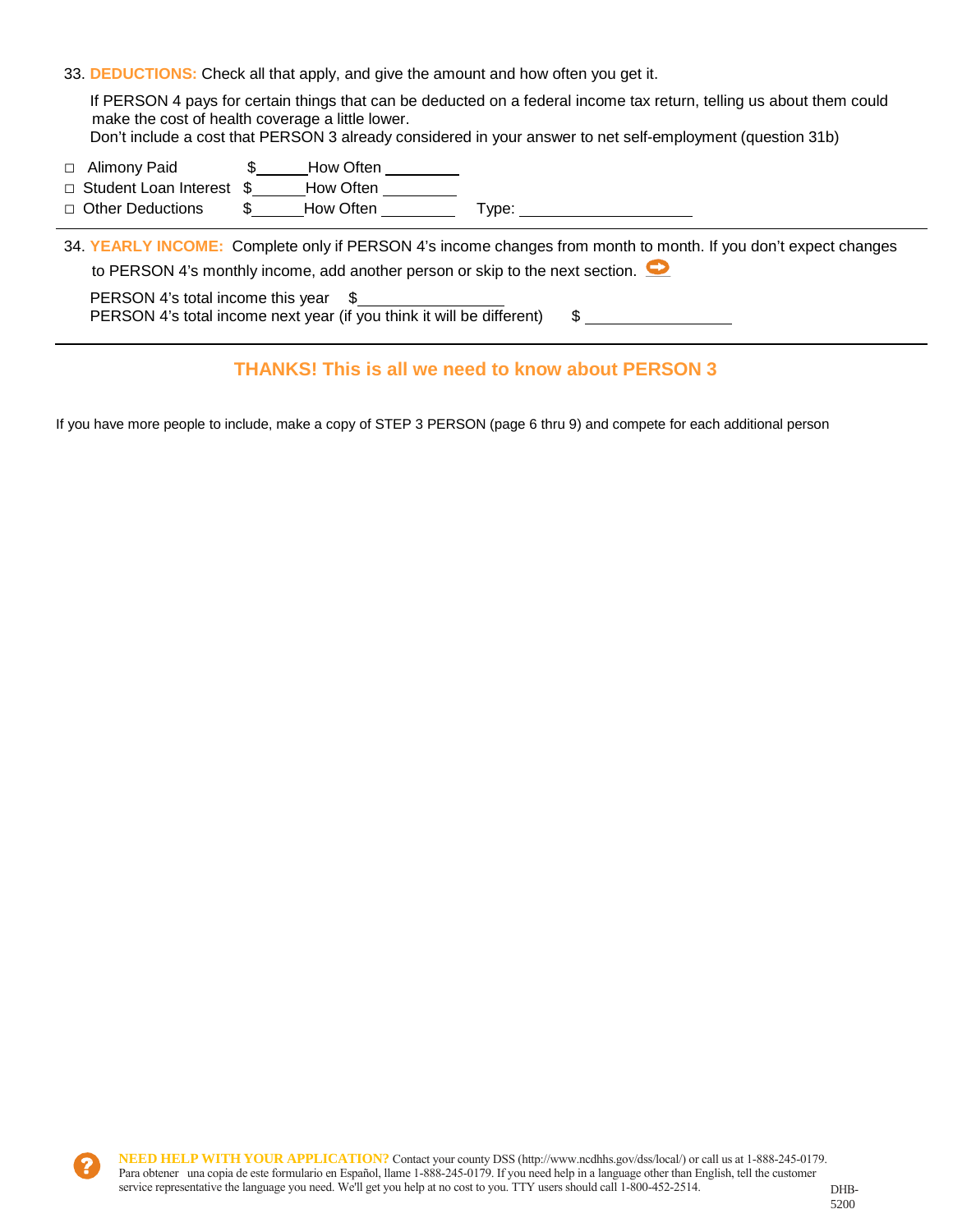33. **DEDUCTIONS:** Check all that apply, and give the amount and how often you get it.

If PERSON 4 pays for certain things that can be deducted on a federal income tax return, telling us about them could make the cost of health coverage a little lower.
Don't include a cost that PERSON 3 already considered in your answer to net self-employment (question 31b)

- ☐ Alimony Paid $______ How Often ________
- ☐ Student Loan Interest $______ How Often ________
- ☐ Other Deductions $______ How Often ________ Type: ____________________

34. **YEARLY INCOME:** Complete only if PERSON 4's income changes from month to month. If you don't expect changes to PERSON 4's monthly income, add another person or skip to the next section.

PERSON 4's total income this year $________________
PERSON 4's total income next year (if you think it will be different) $ ________________

## THANKS! This is all we need to know about PERSON 3

If you have more people to include, make a copy of STEP 3 PERSON (page 6 thru 9) and compete for each additional person

**NEED HELP WITH YOUR APPLICATION?** Contact your county DSS (http://www.ncdhhs.gov/dss/local/) or call us at 1-888-245-0179. Para obtener una copia de este formulario en Español, llame 1-888-245-0179. If you need help in a language other than English, tell the customer service representative the language you need. We'll get you help at no cost to you. TTY users should call 1-800-452-2514.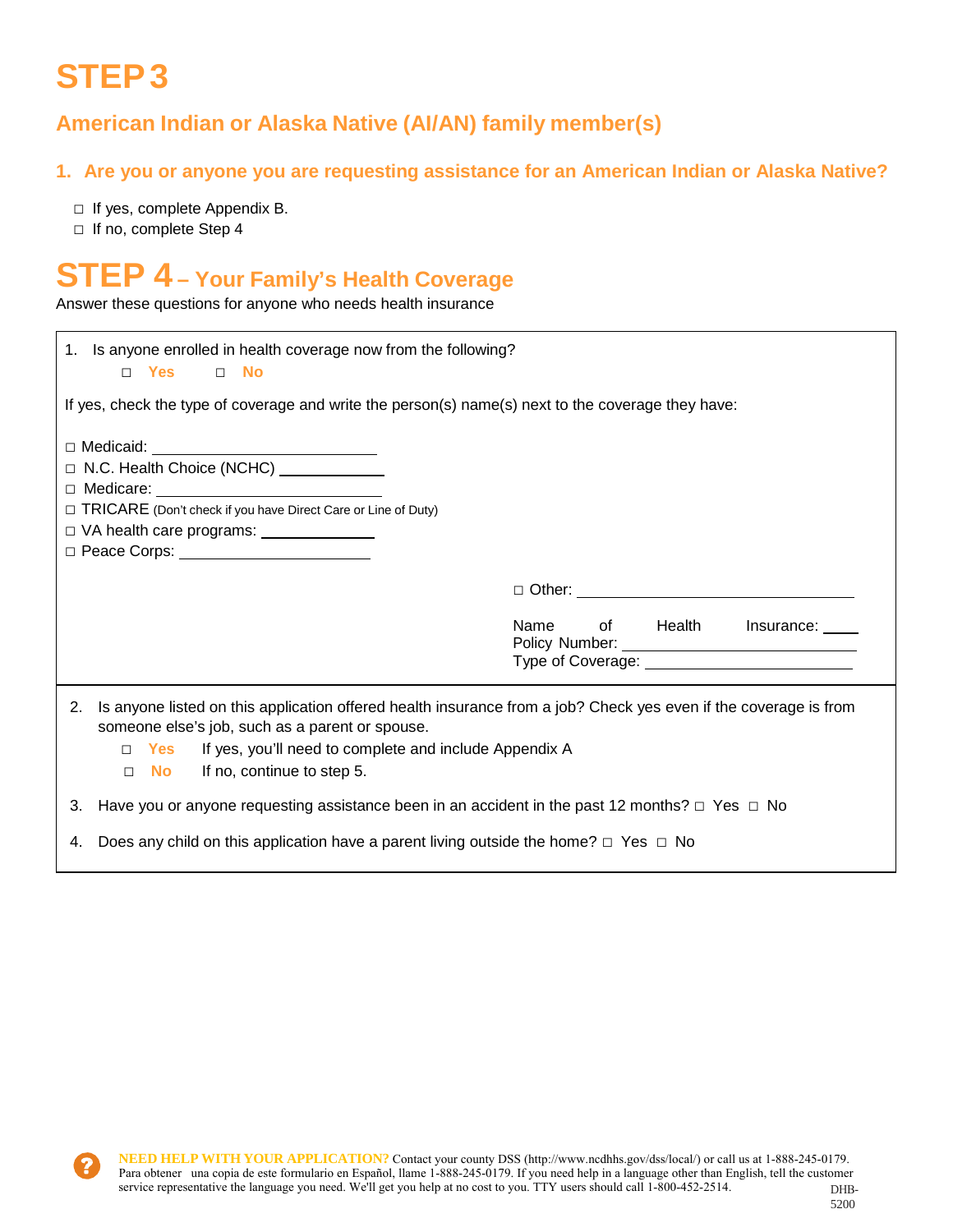# STEP 3

## American Indian or Alaska Native (AI/AN) family member(s)

### 1. Are you or anyone you are requesting assistance for an American Indian or Alaska Native?

- □ If yes, complete Appendix B.
- □ If no, complete Step 4

# STEP 4 – Your Family's Health Coverage

Answer these questions for anyone who needs health insurance

1. Is anyone enrolled in health coverage now from the following?

   □ **Yes** □ **No**

If yes, check the type of coverage and write the person(s) name(s) next to the coverage they have:

□ Medicaid: ____________________
□ N.C. Health Choice (NCHC) ____________
□ Medicare: ____________________
□ TRICARE (Don't check if you have Direct Care or Line of Duty)
□ VA health care programs: ____________
□ Peace Corps: ____________________

□ Other: ____________________

Name of Health Insurance: ____
Policy Number: ____________________
Type of Coverage: ____________________

2. Is anyone listed on this application offered health insurance from a job? Check yes even if the coverage is from someone else's job, such as a parent or spouse.

   □ **Yes** If yes, you'll need to complete and include Appendix A

   □ **No** If no, continue to step 5.

3. Have you or anyone requesting assistance been in an accident in the past 12 months? □ Yes □ No

4. Does any child on this application have a parent living outside the home? □ Yes □ No

**NEED HELP WITH YOUR APPLICATION?** Contact your county DSS (http://www.ncdhhs.gov/dss/local/) or call us at 1-888-245-0179. Para obtener una copia de este formulario en Español, llame 1-888-245-0179. If you need help in a language other than English, tell the customer service representative the language you need. We'll get you help at no cost to you. TTY users should call 1-800-452-2514.

DHB-5200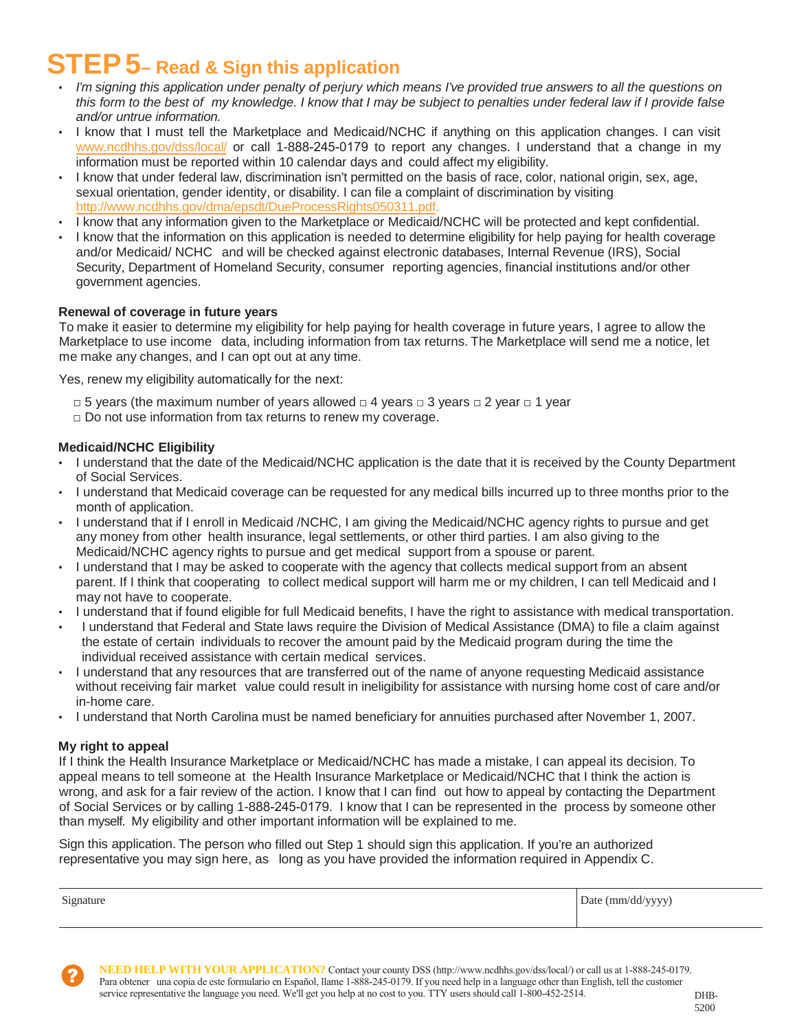# STEP 5 – Read & Sign this application

- *I'm signing this application under penalty of perjury which means I've provided true answers to all the questions on this form to the best of my knowledge. I know that I may be subject to penalties under federal law if I provide false and/or untrue information.*
- I know that I must tell the Marketplace and Medicaid/NCHC if anything on this application changes. I can visit www.ncdhhs.gov/dss/local/ or call 1-888-245-0179 to report any changes. I understand that a change in my information must be reported within 10 calendar days and could affect my eligibility.
- I know that under federal law, discrimination isn't permitted on the basis of race, color, national origin, sex, age, sexual orientation, gender identity, or disability. I can file a complaint of discrimination by visiting http://www.ncdhhs.gov/dma/epsdt/DueProcessRights050311.pdf.
- I know that any information given to the Marketplace or Medicaid/NCHC will be protected and kept confidential.
- I know that the information on this application is needed to determine eligibility for help paying for health coverage and/or Medicaid/ NCHC and will be checked against electronic databases, Internal Revenue (IRS), Social Security, Department of Homeland Security, consumer reporting agencies, financial institutions and/or other government agencies.

**Renewal of coverage in future years**

To make it easier to determine my eligibility for help paying for health coverage in future years, I agree to allow the Marketplace to use income data, including information from tax returns. The Marketplace will send me a notice, let me make any changes, and I can opt out at any time.

Yes, renew my eligibility automatically for the next:

□ 5 years (the maximum number of years allowed □ 4 years □ 3 years □ 2 year □ 1 year
□ Do not use information from tax returns to renew my coverage.

**Medicaid/NCHC Eligibility**

- I understand that the date of the Medicaid/NCHC application is the date that it is received by the County Department of Social Services.
- I understand that Medicaid coverage can be requested for any medical bills incurred up to three months prior to the month of application.
- I understand that if I enroll in Medicaid /NCHC, I am giving the Medicaid/NCHC agency rights to pursue and get any money from other health insurance, legal settlements, or other third parties. I am also giving to the Medicaid/NCHC agency rights to pursue and get medical support from a spouse or parent.
- I understand that I may be asked to cooperate with the agency that collects medical support from an absent parent. If I think that cooperating to collect medical support will harm me or my children, I can tell Medicaid and I may not have to cooperate.
- I understand that if found eligible for full Medicaid benefits, I have the right to assistance with medical transportation.
- I understand that Federal and State laws require the Division of Medical Assistance (DMA) to file a claim against the estate of certain individuals to recover the amount paid by the Medicaid program during the time the individual received assistance with certain medical services.
- I understand that any resources that are transferred out of the name of anyone requesting Medicaid assistance without receiving fair market value could result in ineligibility for assistance with nursing home cost of care and/or in-home care.
- I understand that North Carolina must be named beneficiary for annuities purchased after November 1, 2007.

**My right to appeal**

If I think the Health Insurance Marketplace or Medicaid/NCHC has made a mistake, I can appeal its decision. To appeal means to tell someone at the Health Insurance Marketplace or Medicaid/NCHC that I think the action is wrong, and ask for a fair review of the action. I know that I can find out how to appeal by contacting the Department of Social Services or by calling 1-888-245-0179. I know that I can be represented in the process by someone other than myself. My eligibility and other important information will be explained to me.

Sign this application. The person who filled out Step 1 should sign this application. If you're an authorized representative you may sign here, as long as you have provided the information required in Appendix C.

| Signature | Date (mm/dd/yyyy) |
|---|---|
| | |

**NEED HELP WITH YOUR APPLICATION?** Contact your county DSS (http://www.ncdhhs.gov/dss/local/) or call us at 1-888-245-0179. Para obtener una copia de este formulario en Español, llame 1-888-245-0179. If you need help in a language other than English, tell the customer service representative the language you need. We'll get you help at no cost to you. TTY users should call 1-800-452-2514.

DHB-5200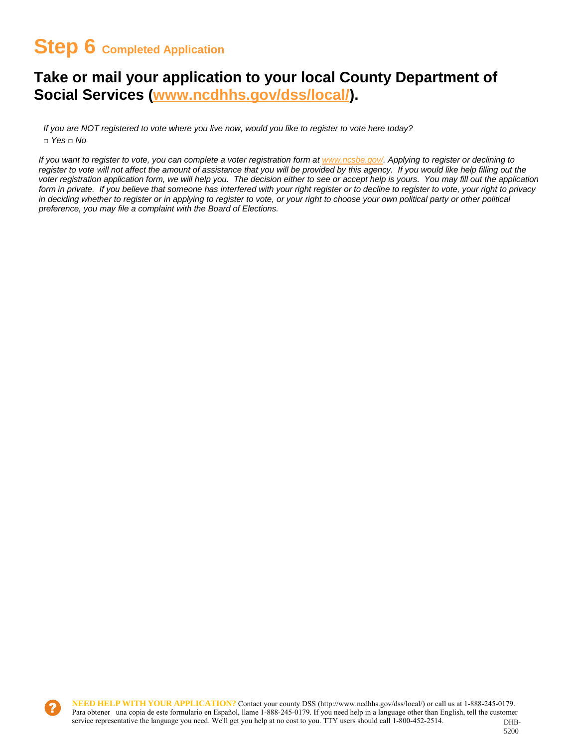# Step 6 Completed Application

## Take or mail your application to your local County Department of Social Services (www.ncdhhs.gov/dss/local/).

*If you are NOT registered to vote where you live now, would you like to register to vote here today?*

□ *Yes* □ *No*

*If you want to register to vote, you can complete a voter registration form at www.ncsbe.gov/. Applying to register or declining to register to vote will not affect the amount of assistance that you will be provided by this agency. If you would like help filling out the voter registration application form, we will help you. The decision either to see or accept help is yours. You may fill out the application form in private. If you believe that someone has interfered with your right register or to decline to register to vote, your right to privacy in deciding whether to register or in applying to register to vote, or your right to choose your own political party or other political preference, you may file a complaint with the Board of Elections.*

**NEED HELP WITH YOUR APPLICATION?** Contact your county DSS (http://www.ncdhhs.gov/dss/local/) or call us at 1-888-245-0179. Para obtener una copia de este formulario en Español, llame 1-888-245-0179. If you need help in a language other than English, tell the customer service representative the language you need. We'll get you help at no cost to you. TTY users should call 1-800-452-2514.

DHB-5200